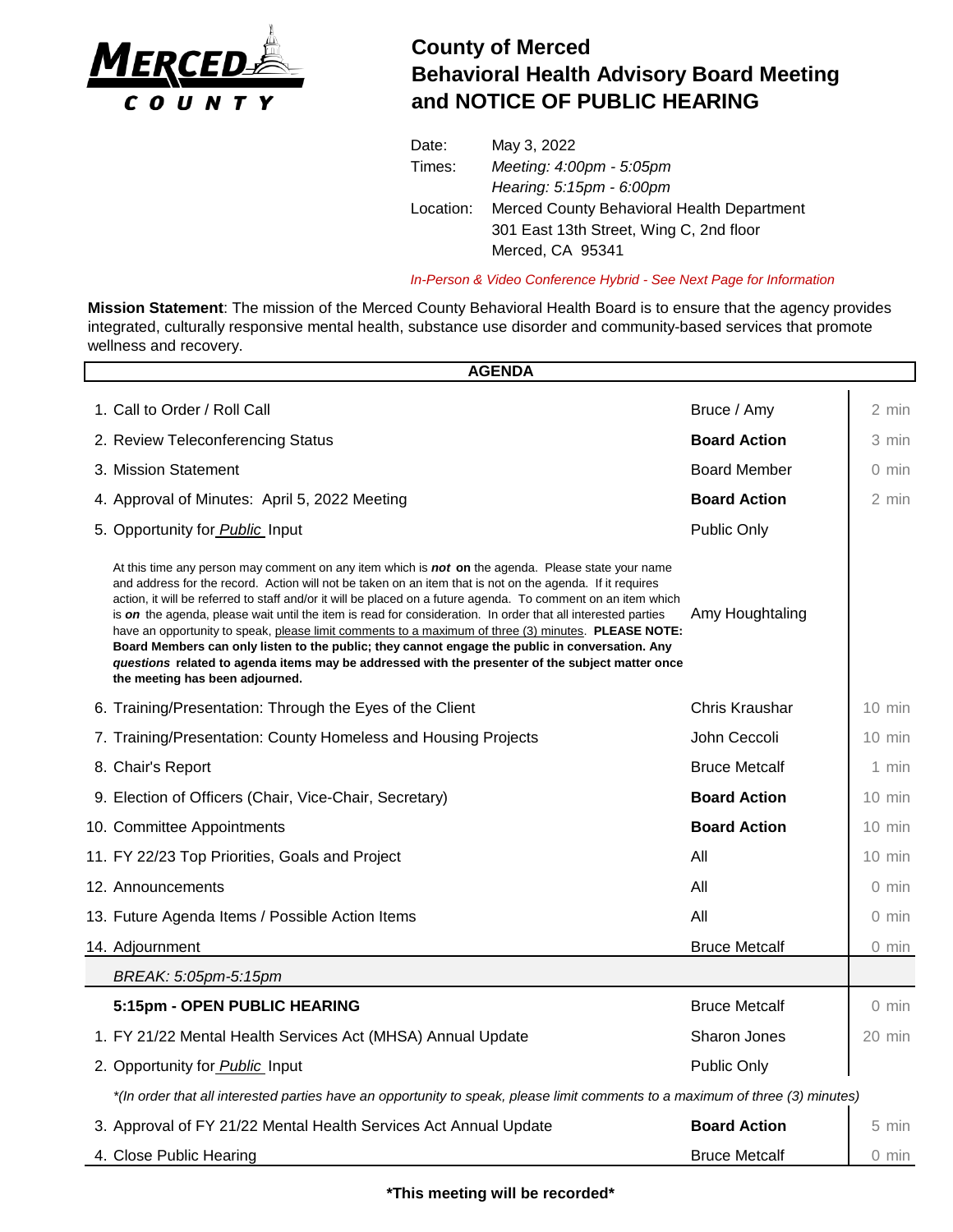# County of Merced
# Behavioral Health Advisory Board Meeting and NOTICE OF PUBLIC HEARING

| | |
|---|---|
| Date: | May 3, 2022 |
| Times: | *Meeting: 4:00pm - 5:05pm* |
| | *Hearing: 5:15pm - 6:00pm* |
| Location: | Merced County Behavioral Health Department |
| | 301 East 13th Street, Wing C, 2nd floor |
| | Merced, CA 95341 |

*In-Person & Video Conference Hybrid - See Next Page for Information*

**Mission Statement**: The mission of the Merced County Behavioral Health Board is to ensure that the agency provides integrated, culturally responsive mental health, substance use disorder and community-based services that promote wellness and recovery.

## AGENDA

| Item | Presenter | Time |
|---|---|---|
| 1. Call to Order / Roll Call | Bruce / Amy | 2 min |
| 2. Review Teleconferencing Status | **Board Action** | 3 min |
| 3. Mission Statement | Board Member | 0 min |
| 4. Approval of Minutes: April 5, 2022 Meeting | **Board Action** | 2 min |
| 5. Opportunity for *Public* Input | Public Only | |
| At this time any person may comment on any item which is ***not*** **on** the agenda. Please state your name and address for the record. Action will not be taken on an item that is not on the agenda. If it requires action, it will be referred to staff and/or it will be placed on a future agenda. To comment on an item which is ***on*** the agenda, please wait until the item is read for consideration. In order that all interested parties have an opportunity to speak, please limit comments to a maximum of three (3) minutes. **PLEASE NOTE: Board Members can only listen to the public; they cannot engage the public in conversation. Any *questions* related to agenda items may be addressed with the presenter of the subject matter once the meeting has been adjourned.** | Amy Houghtaling | |
| 6. Training/Presentation: Through the Eyes of the Client | Chris Kraushar | 10 min |
| 7. Training/Presentation: County Homeless and Housing Projects | John Ceccoli | 10 min |
| 8. Chair's Report | Bruce Metcalf | 1 min |
| 9. Election of Officers (Chair, Vice-Chair, Secretary) | **Board Action** | 10 min |
| 10. Committee Appointments | **Board Action** | 10 min |
| 11. FY 22/23 Top Priorities, Goals and Project | All | 10 min |
| 12. Announcements | All | 0 min |
| 13. Future Agenda Items / Possible Action Items | All | 0 min |
| 14. Adjournment | Bruce Metcalf | 0 min |
| *BREAK: 5:05pm-5:15pm* | | |
| **5:15pm - OPEN PUBLIC HEARING** | Bruce Metcalf | 0 min |
| 1. FY 21/22 Mental Health Services Act (MHSA) Annual Update | Sharon Jones | 20 min |
| 2. Opportunity for *Public* Input | Public Only | |
| *\*(In order that all interested parties have an opportunity to speak, please limit comments to a maximum of three (3) minutes)* | | |
| 3. Approval of FY 21/22 Mental Health Services Act Annual Update | **Board Action** | 5 min |
| 4. Close Public Hearing | Bruce Metcalf | 0 min |

**\*This meeting will be recorded\***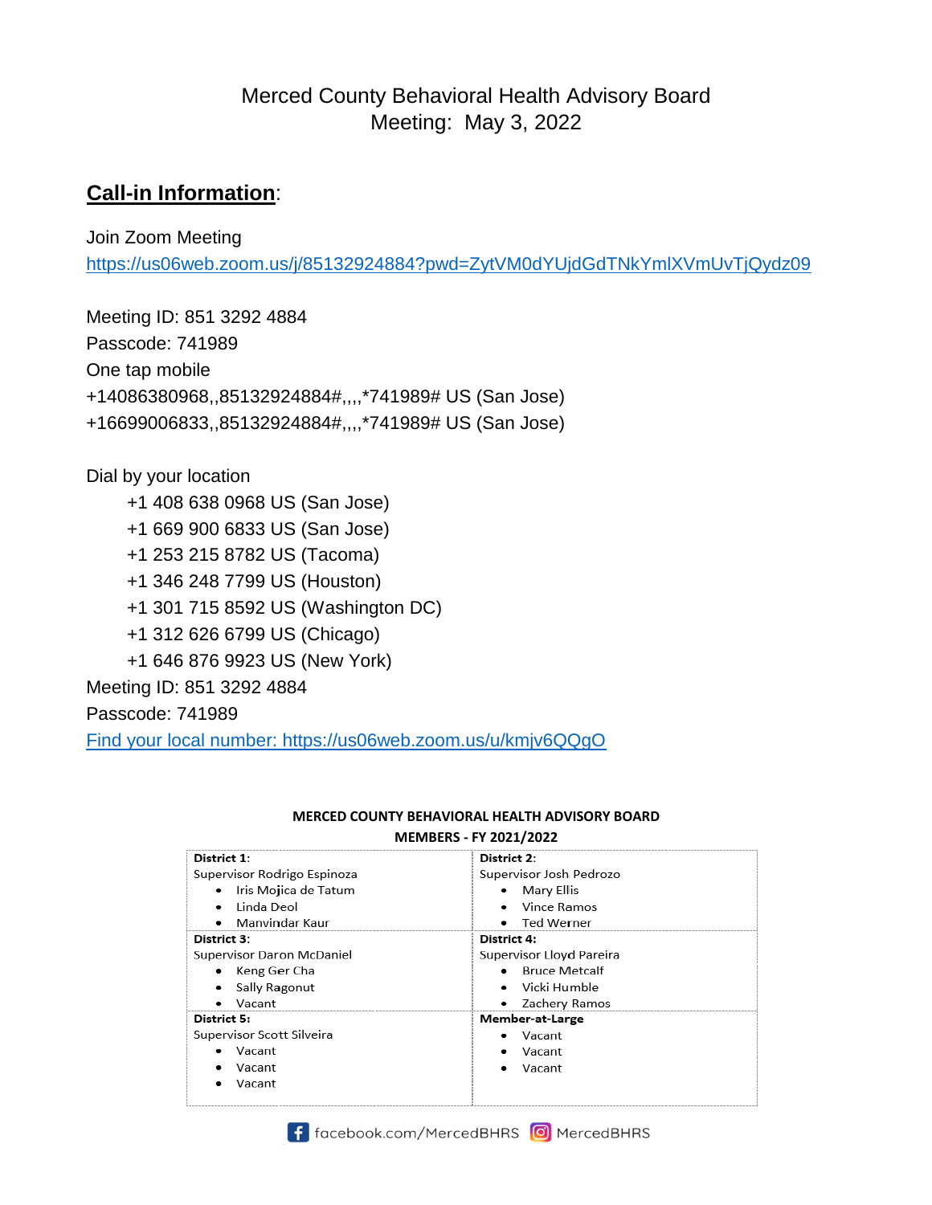Merced County Behavioral Health Advisory Board
Meeting: May 3, 2022

## Call-in Information:

Join Zoom Meeting
https://us06web.zoom.us/j/85132924884?pwd=ZytVM0dYUjdGdTNkYmlXVmUvTjQydz09

Meeting ID: 851 3292 4884
Passcode: 741989
One tap mobile
+14086380968,,85132924884#,,,,*741989# US (San Jose)
+16699006833,,85132924884#,,,,*741989# US (San Jose)

Dial by your location
- +1 408 638 0968 US (San Jose)
- +1 669 900 6833 US (San Jose)
- +1 253 215 8782 US (Tacoma)
- +1 346 248 7799 US (Houston)
- +1 301 715 8592 US (Washington DC)
- +1 312 626 6799 US (Chicago)
- +1 646 876 9923 US (New York)

Meeting ID: 851 3292 4884
Passcode: 741989
Find your local number: https://us06web.zoom.us/u/kmjv6QQgO

**MERCED COUNTY BEHAVIORAL HEALTH ADVISORY BOARD**
**MEMBERS - FY 2021/2022**

| | |
|---|---|
| **District 1:**<br>Supervisor Rodrigo Espinoza<br>• Iris Mojica de Tatum<br>• Linda Deol<br>• Manvindar Kaur | **District 2:**<br>Supervisor Josh Pedrozo<br>• Mary Ellis<br>• Vince Ramos<br>• Ted Werner |
| **District 3:**<br>Supervisor Daron McDaniel<br>• Keng Ger Cha<br>• Sally Ragonut<br>• Vacant | **District 4:**<br>Supervisor Lloyd Pareira<br>• Bruce Metcalf<br>• Vicki Humble<br>• Zachery Ramos |
| **District 5:**<br>Supervisor Scott Silveira<br>• Vacant<br>• Vacant<br>• Vacant | **Member-at-Large**<br>• Vacant<br>• Vacant<br>• Vacant |

facebook.com/MercedBHRS MercedBHRS